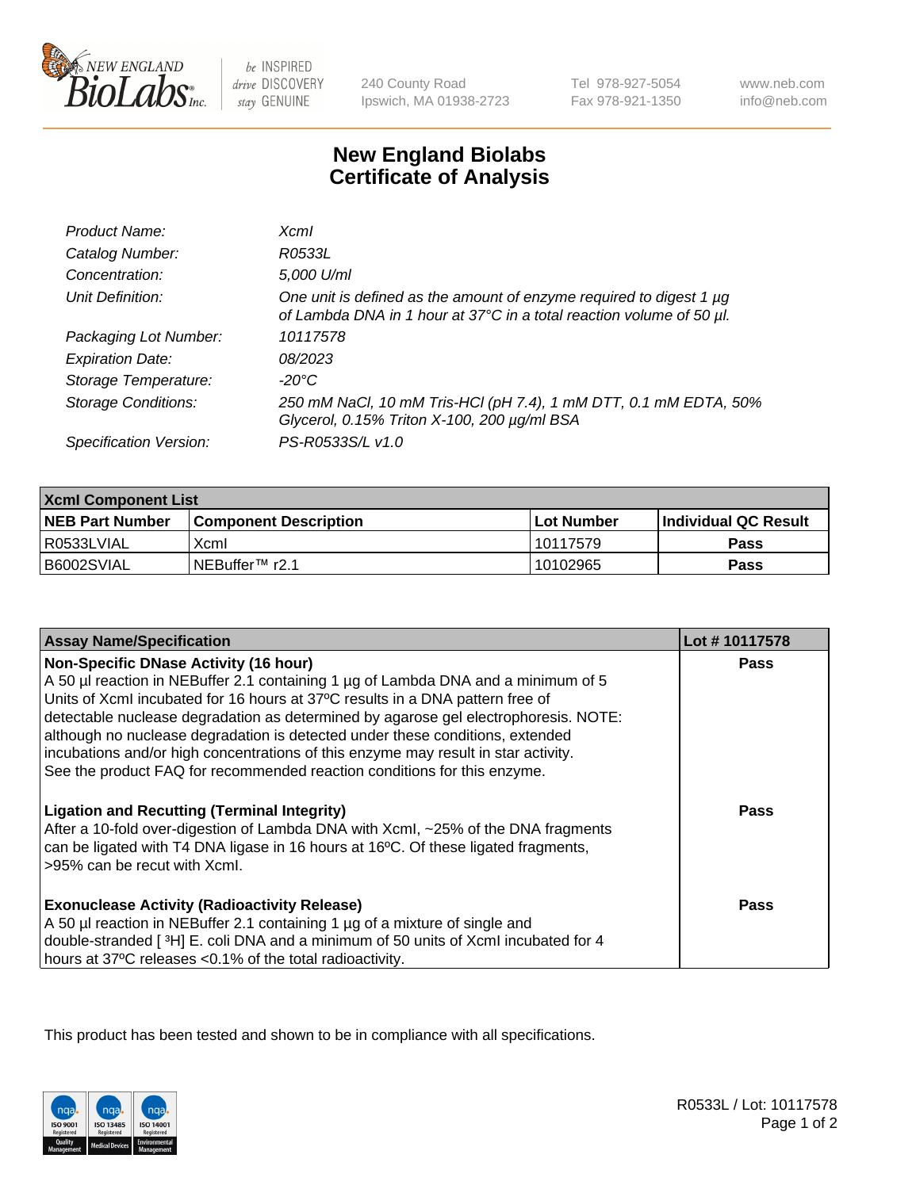240 County Road
Ipswich, MA 01938-2723

Tel 978-927-5054
Fax 978-921-1350

www.neb.com
info@neb.com

# New England Biolabs
# Certificate of Analysis

| | |
|---|---|
| *Product Name:* | *XcmI* |
| *Catalog Number:* | *R0533L* |
| *Concentration:* | *5,000 U/ml* |
| *Unit Definition:* | *One unit is defined as the amount of enzyme required to digest 1 µg of Lambda DNA in 1 hour at 37°C in a total reaction volume of 50 µl.* |
| *Packaging Lot Number:* | *10117578* |
| *Expiration Date:* | *08/2023* |
| *Storage Temperature:* | *-20°C* |
| *Storage Conditions:* | *250 mM NaCl, 10 mM Tris-HCl (pH 7.4), 1 mM DTT, 0.1 mM EDTA, 50% Glycerol, 0.15% Triton X-100, 200 µg/ml BSA* |
| *Specification Version:* | *PS-R0533S/L v1.0* |

| **XcmI Component List** | | | |
|---|---|---|---|
| **NEB Part Number** | **Component Description** | **Lot Number** | **Individual QC Result** |
| R0533LVIAL | XcmI | 10117579 | **Pass** |
| B6002SVIAL | NEBuffer™ r2.1 | 10102965 | **Pass** |

| **Assay Name/Specification** | **Lot # 10117578** |
|---|---|
| **Non-Specific DNase Activity (16 hour)**<br>A 50 µl reaction in NEBuffer 2.1 containing 1 µg of Lambda DNA and a minimum of 5 Units of XcmI incubated for 16 hours at 37ºC results in a DNA pattern free of detectable nuclease degradation as determined by agarose gel electrophoresis. NOTE: although no nuclease degradation is detected under these conditions, extended incubations and/or high concentrations of this enzyme may result in star activity. See the product FAQ for recommended reaction conditions for this enzyme. | **Pass** |
| **Ligation and Recutting (Terminal Integrity)**<br>After a 10-fold over-digestion of Lambda DNA with XcmI, ~25% of the DNA fragments can be ligated with T4 DNA ligase in 16 hours at 16ºC. Of these ligated fragments, >95% can be recut with XcmI. | **Pass** |
| **Exonuclease Activity (Radioactivity Release)**<br>A 50 µl reaction in NEBuffer 2.1 containing 1 µg of a mixture of single and double-stranded [ $^3$H] E. coli DNA and a minimum of 50 units of XcmI incubated for 4 hours at 37ºC releases <0.1% of the total radioactivity. | **Pass** |

This product has been tested and shown to be in compliance with all specifications.

R0533L / Lot: 10117578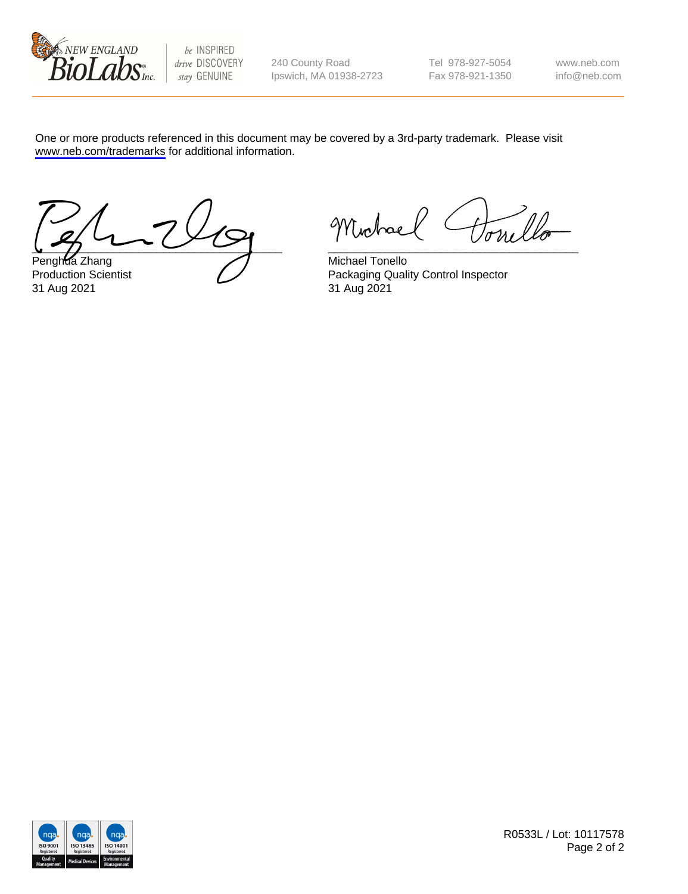One or more products referenced in this document may be covered by a 3rd-party trademark. Please visit www.neb.com/trademarks for additional information.

Penghua Zhang
Production Scientist
31 Aug 2021

Michael Tonello
Packaging Quality Control Inspector
31 Aug 2021

R0533L / Lot: 10117578